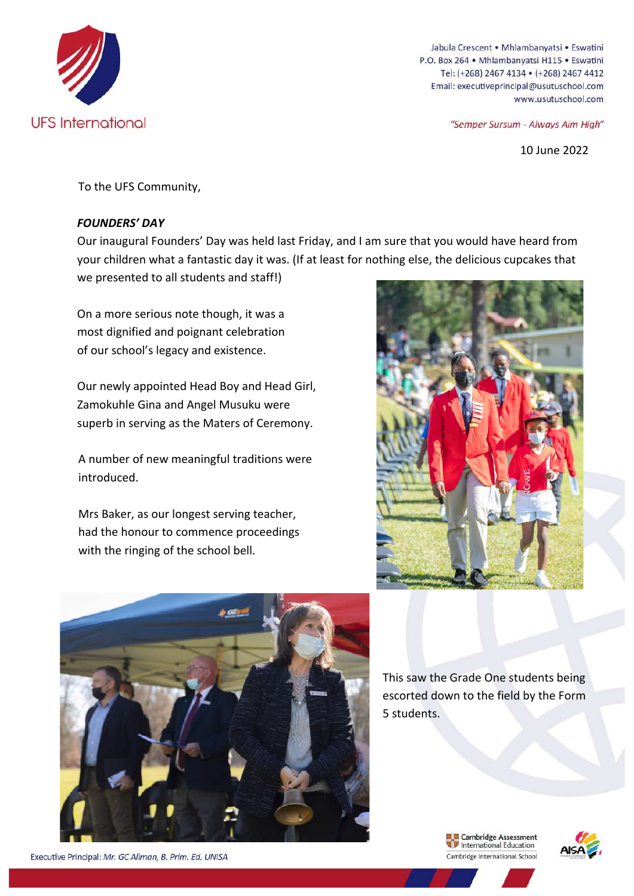UFS International

Jabula Crescent • Mhlambanyatsi • Eswatini
P.O. Box 264 • Mhlambanyatsi H115 • Eswatini
Tel: (+268) 2467 4134 • (+268) 2467 4412
Email: executiveprincipal@usutuschool.com
www.usutuschool.com

*"Semper Sursum - Always Aim High"*

10 June 2022

To the UFS Community,

***FOUNDERS' DAY***

Our inaugural Founders' Day was held last Friday, and I am sure that you would have heard from your children what a fantastic day it was. (If at least for nothing else, the delicious cupcakes that we presented to all students and staff!)

On a more serious note though, it was a most dignified and poignant celebration of our school's legacy and existence.

Our newly appointed Head Boy and Head Girl, Zamokuhle Gina and Angel Musuku were superb in serving as the Maters of Ceremony.

A number of new meaningful traditions were introduced.

Mrs Baker, as our longest serving teacher, had the honour to commence proceedings with the ringing of the school bell.

This saw the Grade One students being escorted down to the field by the Form 5 students.

Executive Principal: *Mr. GC Allman, B. Prim. Ed. UNISA*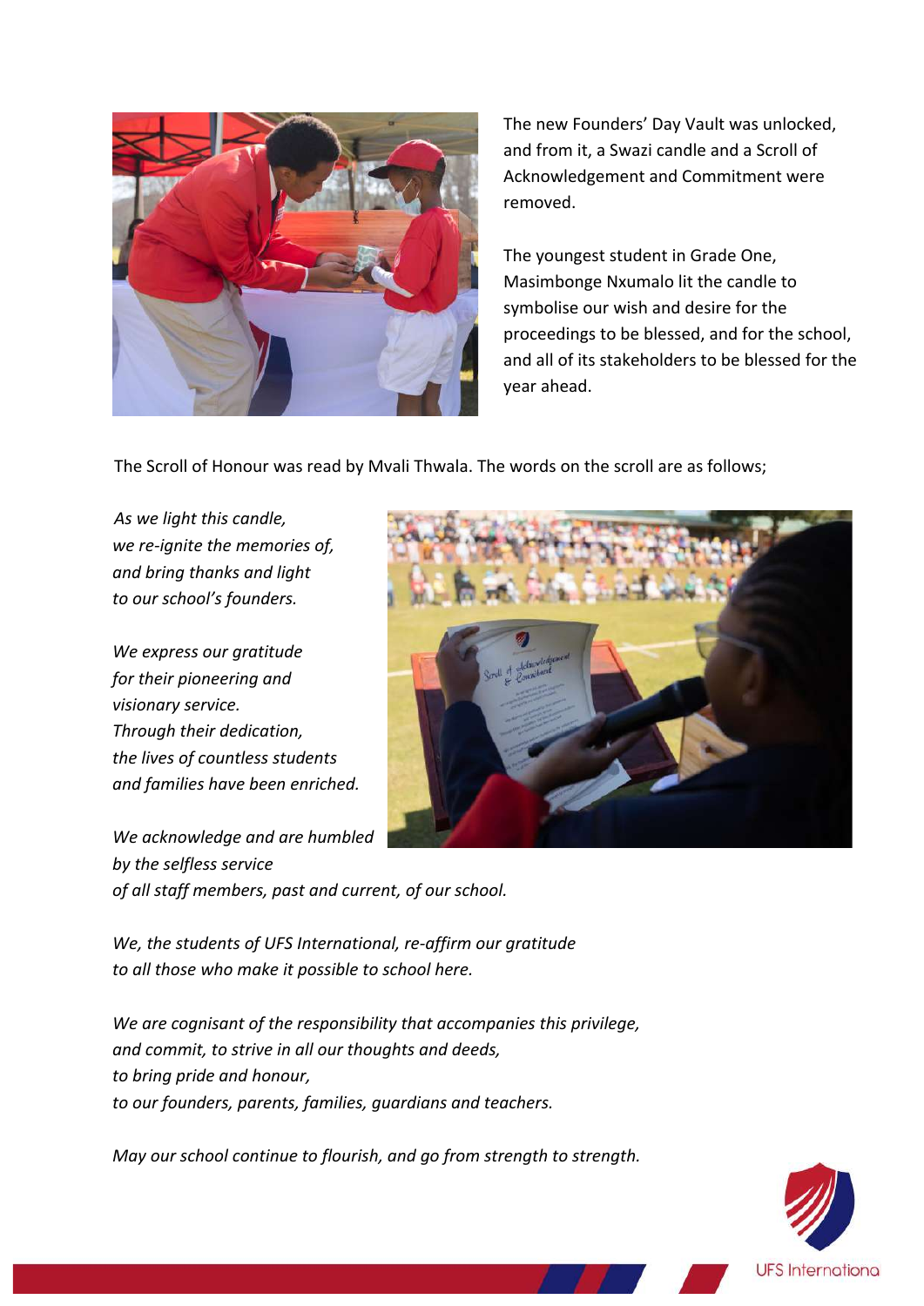The new Founders' Day Vault was unlocked, and from it, a Swazi candle and a Scroll of Acknowledgement and Commitment were removed.

The youngest student in Grade One, Masimbonge Nxumalo lit the candle to symbolise our wish and desire for the proceedings to be blessed, and for the school, and all of its stakeholders to be blessed for the year ahead.

The Scroll of Honour was read by Mvali Thwala. The words on the scroll are as follows;

*As we light this candle,*
*we re-ignite the memories of,*
*and bring thanks and light*
*to our school's founders.*

*We express our gratitude*
*for their pioneering and*
*visionary service.*
*Through their dedication,*
*the lives of countless students*
*and families have been enriched.*

*We acknowledge and are humbled*
*by the selfless service*
*of all staff members, past and current, of our school.*

*We, the students of UFS International, re-affirm our gratitude*
*to all those who make it possible to school here.*

*We are cognisant of the responsibility that accompanies this privilege,*
*and commit, to strive in all our thoughts and deeds,*
*to bring pride and honour,*
*to our founders, parents, families, guardians and teachers.*

*May our school continue to flourish, and go from strength to strength.*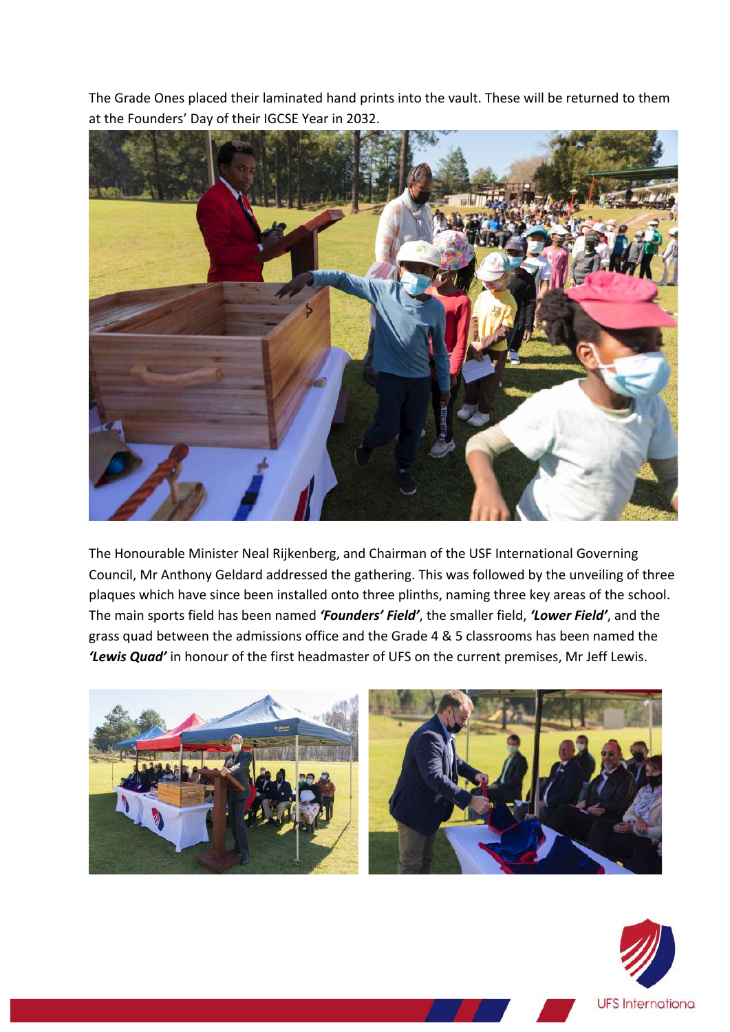The Grade Ones placed their laminated hand prints into the vault. These will be returned to them at the Founders' Day of their IGCSE Year in 2032.

The Honourable Minister Neal Rijkenberg, and Chairman of the USF International Governing Council, Mr Anthony Geldard addressed the gathering. This was followed by the unveiling of three plaques which have since been installed onto three plinths, naming three key areas of the school. The main sports field has been named ***'Founders' Field'***, the smaller field, ***'Lower Field'***, and the grass quad between the admissions office and the Grade 4 & 5 classrooms has been named the ***'Lewis Quad'*** in honour of the first headmaster of UFS on the current premises, Mr Jeff Lewis.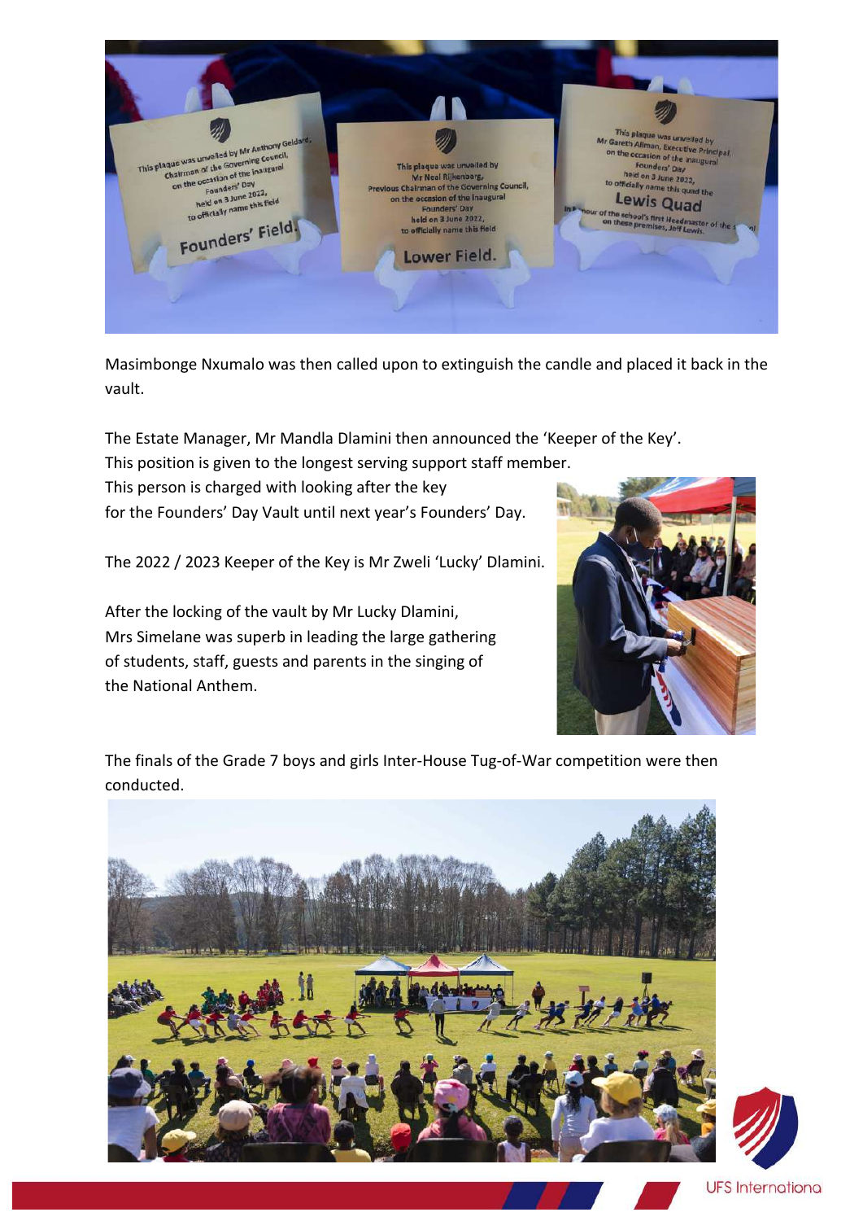Masimbonge Nxumalo was then called upon to extinguish the candle and placed it back in the vault.

The Estate Manager, Mr Mandla Dlamini then announced the 'Keeper of the Key'. This position is given to the longest serving support staff member. This person is charged with looking after the key for the Founders' Day Vault until next year's Founders' Day.

The 2022 / 2023 Keeper of the Key is Mr Zweli 'Lucky' Dlamini.

After the locking of the vault by Mr Lucky Dlamini, Mrs Simelane was superb in leading the large gathering of students, staff, guests and parents in the singing of the National Anthem.

The finals of the Grade 7 boys and girls Inter-House Tug-of-War competition were then conducted.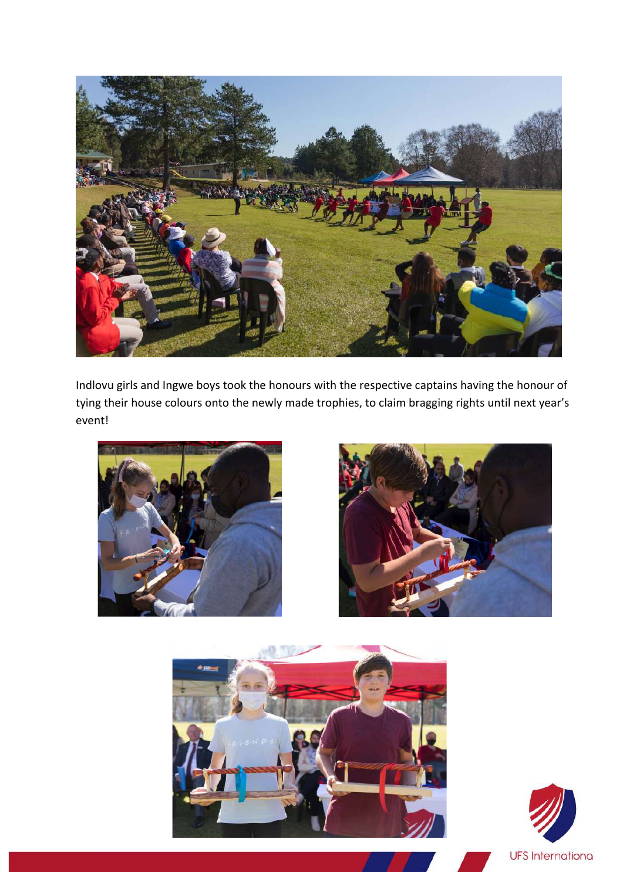Indlovu girls and Ingwe boys took the honours with the respective captains having the honour of tying their house colours onto the newly made trophies, to claim bragging rights until next year's event!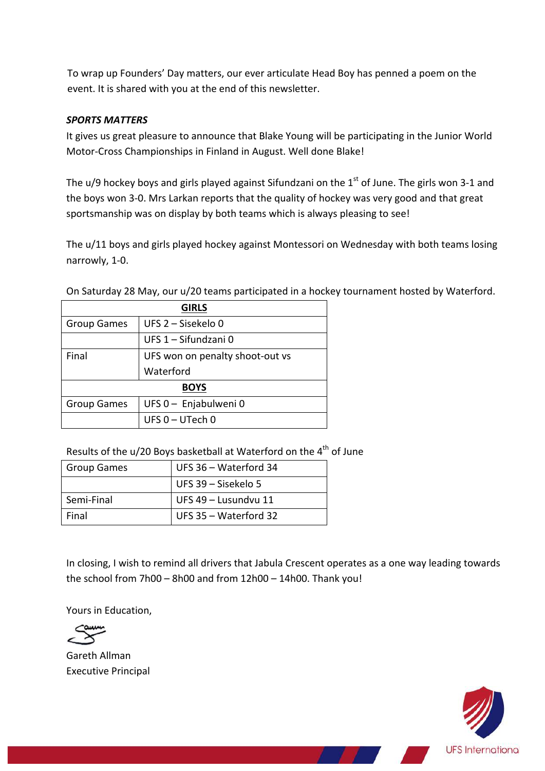To wrap up Founders' Day matters, our ever articulate Head Boy has penned a poem on the event. It is shared with you at the end of this newsletter.

***SPORTS MATTERS***

It gives us great pleasure to announce that Blake Young will be participating in the Junior World Motor-Cross Championships in Finland in August. Well done Blake!

The u/9 hockey boys and girls played against Sifundzani on the 1st of June. The girls won 3-1 and the boys won 3-0. Mrs Larkan reports that the quality of hockey was very good and that great sportsmanship was on display by both teams which is always pleasing to see!

The u/11 boys and girls played hockey against Montessori on Wednesday with both teams losing narrowly, 1-0.

On Saturday 28 May, our u/20 teams participated in a hockey tournament hosted by Waterford.

| **GIRLS** | |
|---|---|
| Group Games | UFS 2 – Sisekelo 0 |
| | UFS 1 – Sifundzani 0 |
| Final | UFS won on penalty shoot-out vs Waterford |
| **BOYS** | |
| Group Games | UFS 0 – Enjabulweni 0 |
| | UFS 0 – UTech 0 |

Results of the u/20 Boys basketball at Waterford on the 4th of June

| Group Games | UFS 36 – Waterford 34 |
|---|---|
| | UFS 39 – Sisekelo 5 |
| Semi-Final | UFS 49 – Lusundvu 11 |
| Final | UFS 35 – Waterford 32 |

In closing, I wish to remind all drivers that Jabula Crescent operates as a one way leading towards the school from 7h00 – 8h00 and from 12h00 – 14h00. Thank you!

Yours in Education,

Gareth Allman
Executive Principal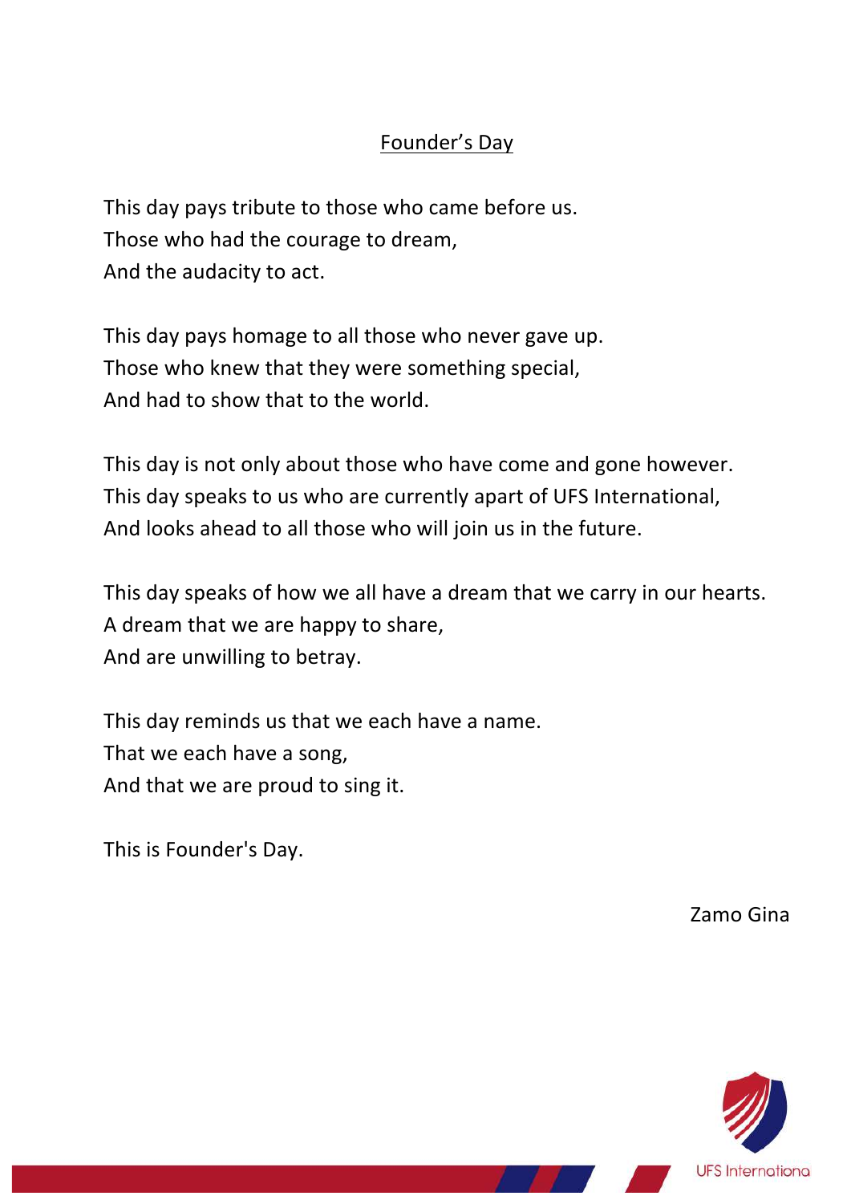## Founder's Day

This day pays tribute to those who came before us.
Those who had the courage to dream,
And the audacity to act.

This day pays homage to all those who never gave up.
Those who knew that they were something special,
And had to show that to the world.

This day is not only about those who have come and gone however.
This day speaks to us who are currently apart of UFS International,
And looks ahead to all those who will join us in the future.

This day speaks of how we all have a dream that we carry in our hearts.
A dream that we are happy to share,
And are unwilling to betray.

This day reminds us that we each have a name.
That we each have a song,
And that we are proud to sing it.

This is Founder's Day.

Zamo Gina